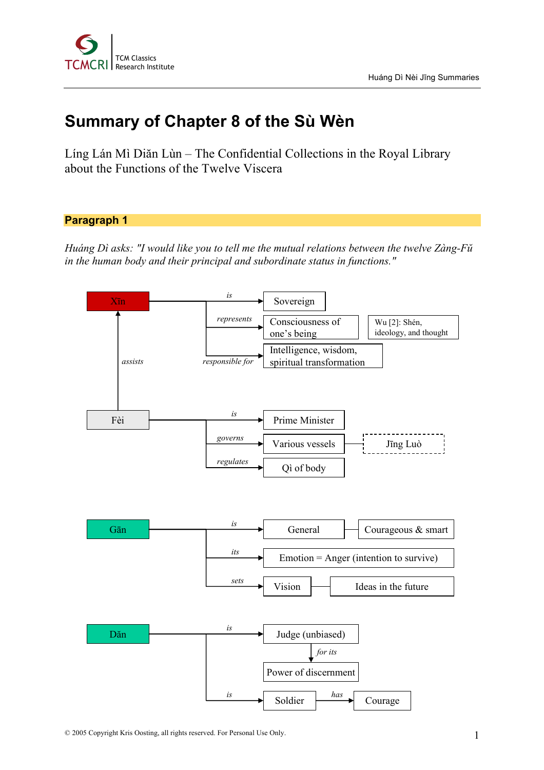# Summary of Chapter 8 of the Sù Wèn

Líng Lán Mì Diǎn Lùn – The Confidential Collections in the Royal Library about the Functions of the Twelve Viscera

## Paragraph 1

*Huáng Dì asks: "I would like you to tell me the mutual relations between the twelve Zàng-Fǔ in the human body and their principal and subordinate status in functions."*

**Xīn**
- *is* → Sovereign
- *represents* → Consciousness of one's being — Wu [2]: Shén, ideology, and thought
- *responsible for* → Intelligence, wisdom, spiritual transformation

**Fèi** (*assists* → Xīn)
- *is* → Prime Minister
- *governs* → Various vessels — Jīng Luò
- *regulates* → Qì of body

**Gān**
- *is* → General — Courageous & smart
- *its* → Emotion = Anger (intention to survive)
- *sets* → Vision — Ideas in the future

**Dǎn**
- *is* → Judge (unbiased) → *for its* → Power of discernment
- *is* → Soldier → *has* → Courage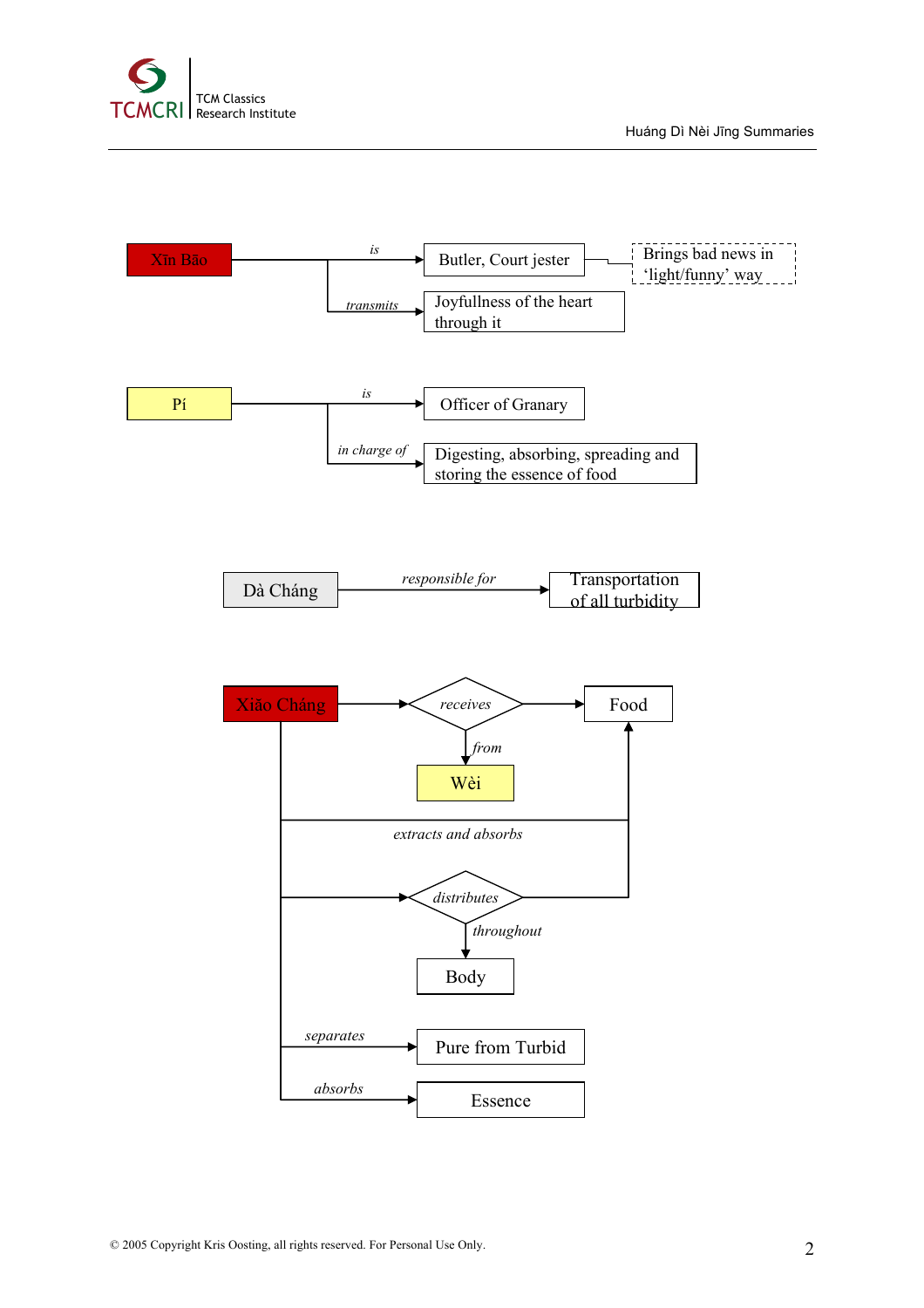**Xīn Bāo**
- *is* → Butler, Court jester → Brings bad news in 'light/funny' way
- *transmits* → Joyfullness of the heart through it

**Pí**
- *is* → Officer of Granary
- *in charge of* → Digesting, absorbing, spreading and storing the essence of food

**Dà Cháng**
- *responsible for* → Transportation of all turbidity

**Xiǎo Cháng**
- *receives* → Food
  - *from* → Wèi
- *extracts and absorbs* → Food
- *distributes* (Food)
  - *throughout* → Body
- *separates* → Pure from Turbid
- *absorbs* → Essence

© 2005 Copyright Kris Oosting, all rights reserved. For Personal Use Only.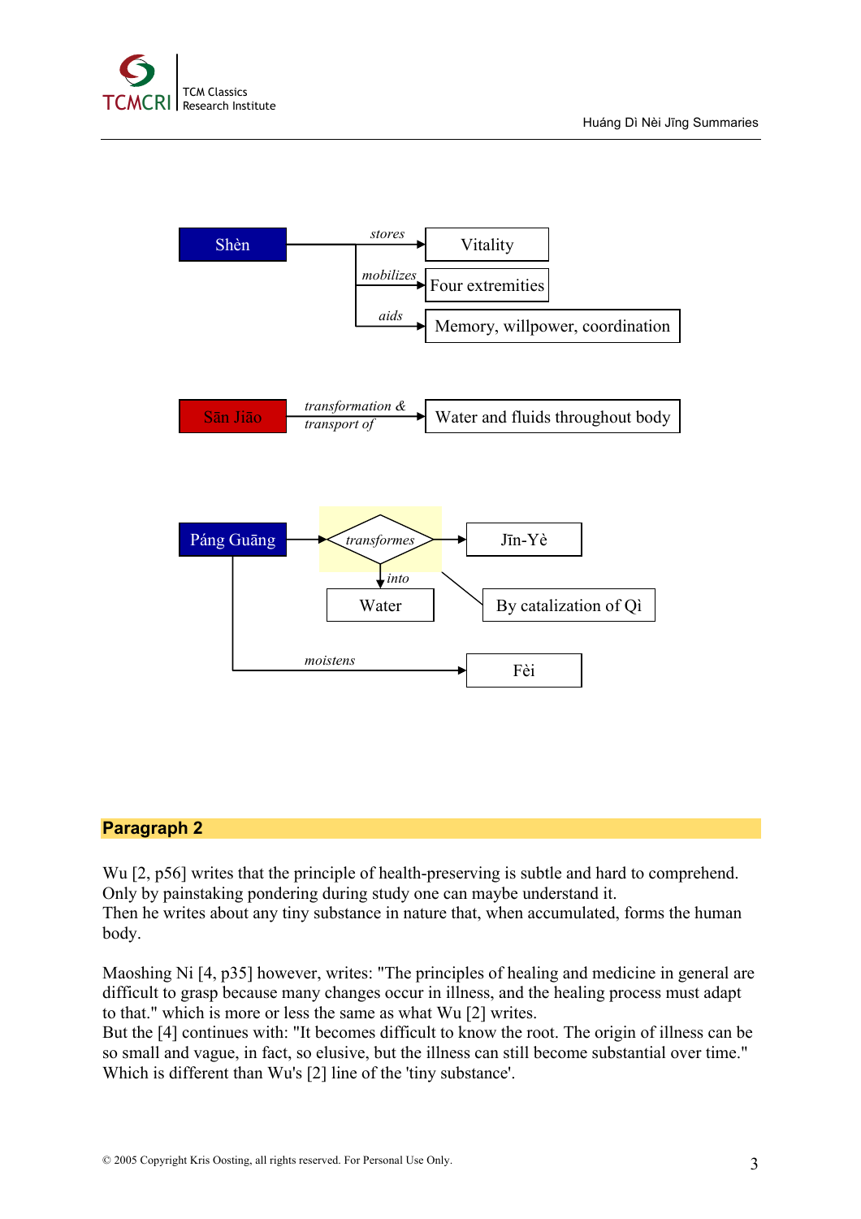Shèn — *stores* → Vitality

Shèn — *mobilizes* → Four extremities

Shèn — *aids* → Memory, willpower, coordination

Sān Jiāo — *transformation & transport of* → Water and fluids throughout body

Páng Guāng → *transformes* → Jīn-Yè

*transformes* — *into* → Water

By catalization of Qì

Páng Guāng — *moistens* → Fèi

## Paragraph 2

Wu [2, p56] writes that the principle of health-preserving is subtle and hard to comprehend. Only by painstaking pondering during study one can maybe understand it.
Then he writes about any tiny substance in nature that, when accumulated, forms the human body.

Maoshing Ni [4, p35] however, writes: "The principles of healing and medicine in general are difficult to grasp because many changes occur in illness, and the healing process must adapt to that." which is more or less the same as what Wu [2] writes.
But the [4] continues with: "It becomes difficult to know the root. The origin of illness can be so small and vague, in fact, so elusive, but the illness can still become substantial over time." Which is different than Wu's [2] line of the 'tiny substance'.

© 2005 Copyright Kris Oosting, all rights reserved. For Personal Use Only.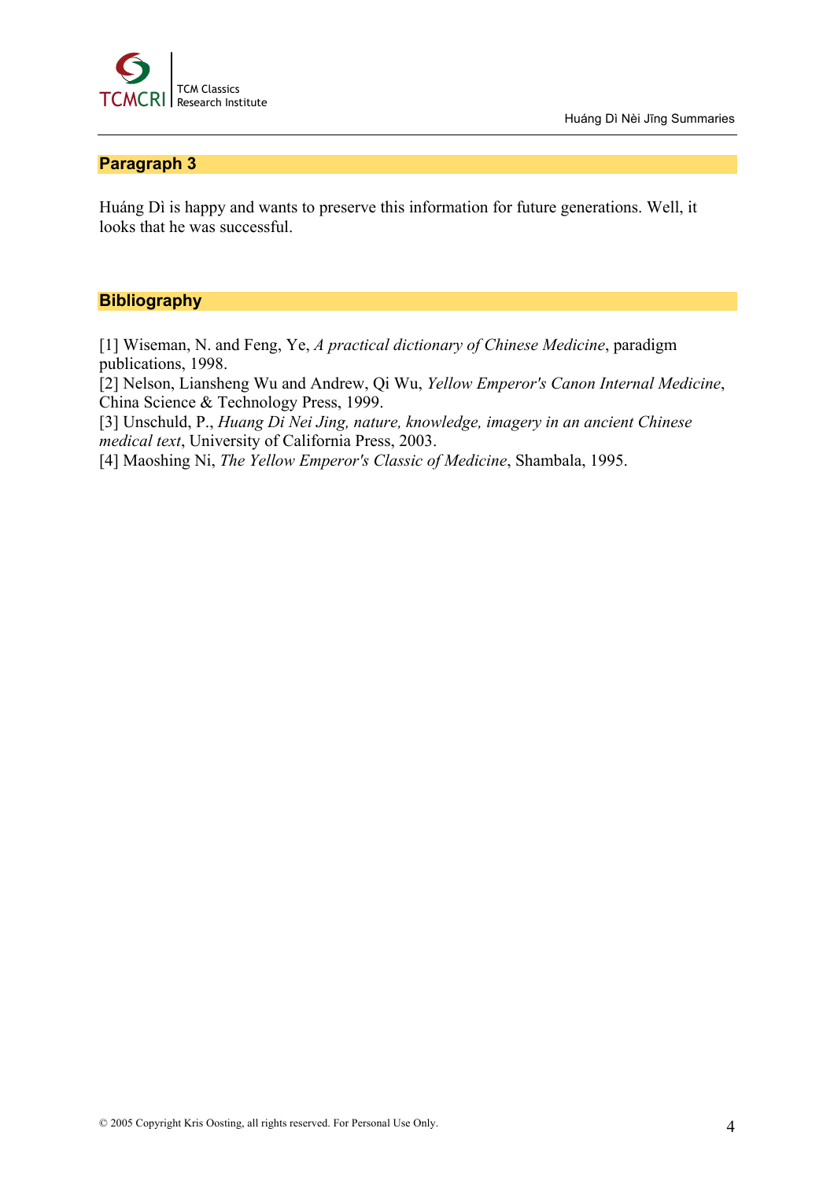## Paragraph 3

Huáng Dì is happy and wants to preserve this information for future generations. Well, it looks that he was successful.

## Bibliography

[1] Wiseman, N. and Feng, Ye, *A practical dictionary of Chinese Medicine*, paradigm publications, 1998.
[2] Nelson, Liansheng Wu and Andrew, Qi Wu, *Yellow Emperor's Canon Internal Medicine*, China Science & Technology Press, 1999.
[3] Unschuld, P., *Huang Di Nei Jing, nature, knowledge, imagery in an ancient Chinese medical text*, University of California Press, 2003.
[4] Maoshing Ni, *The Yellow Emperor's Classic of Medicine*, Shambala, 1995.

© 2005 Copyright Kris Oosting, all rights reserved. For Personal Use Only.